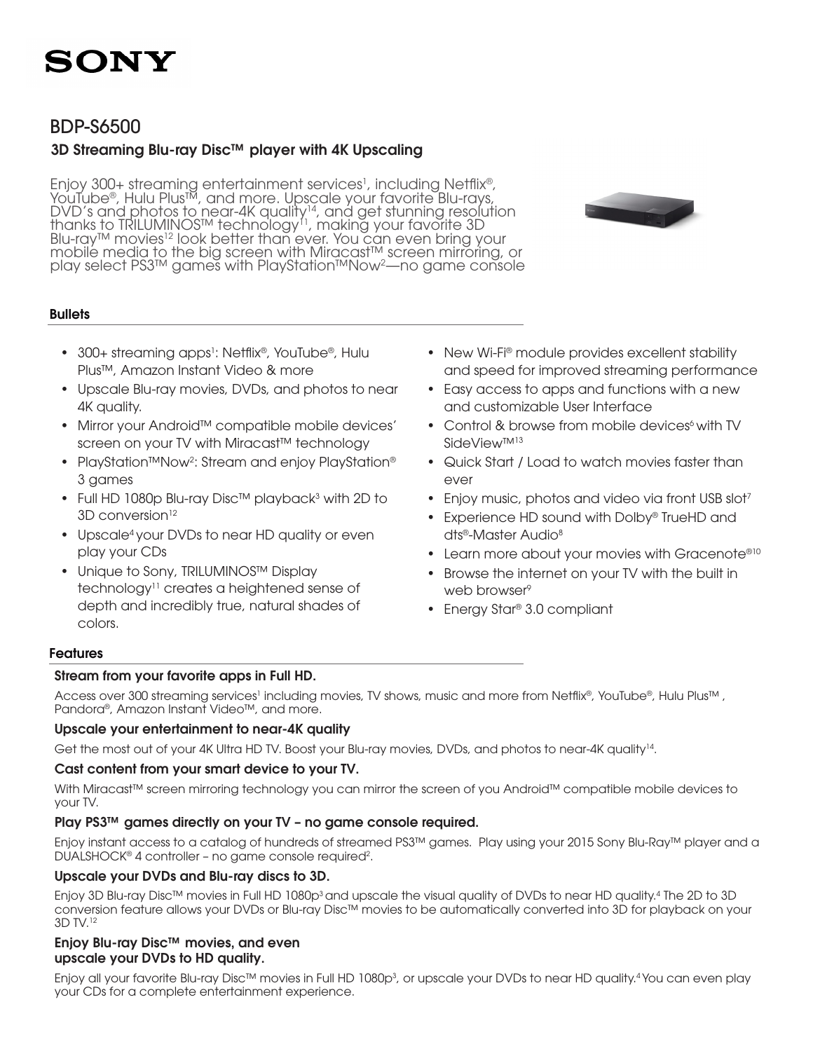SONY

# BDP-S6500

## 3D Streaming Blu-ray Disc™ player with 4K Upscaling

Enjoy 300+ streaming entertainment services[1], including Netflix®, YouTube®, Hulu Plus™, and more. Upscale your favorite Blu-rays, DVD's and photos to near-4K quality[14], and get stunning resolution thanks to TRILUMINOS™ technology[11], making your favorite 3D Blu-ray™ movies[12] look better than ever. You can even bring your mobile media to the big screen with Miracast™ screen mirroring, or play select PS3™ games with PlayStation™Now[2]—no game console

### Bullets

- 300+ streaming apps[1]: Netflix®, YouTube®, Hulu Plus™, Amazon Instant Video & more
- Upscale Blu-ray movies, DVDs, and photos to near 4K quality.
- Mirror your Android™ compatible mobile devices' screen on your TV with Miracast™ technology
- PlayStation™Now[2]: Stream and enjoy PlayStation® 3 games
- Full HD 1080p Blu-ray Disc™ playback[3] with 2D to 3D conversion[12]
- Upscale[4] your DVDs to near HD quality or even play your CDs
- Unique to Sony, TRILUMINOS™ Display technology[11] creates a heightened sense of depth and incredibly true, natural shades of colors.
- New Wi-Fi® module provides excellent stability and speed for improved streaming performance
- Easy access to apps and functions with a new and customizable User Interface
- Control & browse from mobile devices[6] with TV SideView™[13]
- Quick Start / Load to watch movies faster than ever
- Enjoy music, photos and video via front USB slot[7]
- Experience HD sound with Dolby® TrueHD and dts®-Master Audio[8]
- Learn more about your movies with Gracenote®[10]
- Browse the internet on your TV with the built in web browser[9]
- Energy Star® 3.0 compliant

### Features

#### Stream from your favorite apps in Full HD.

Access over 300 streaming services[1] including movies, TV shows, music and more from Netflix®, YouTube®, Hulu Plus™ , Pandora®, Amazon Instant Video™, and more.

#### Upscale your entertainment to near-4K quality

Get the most out of your 4K Ultra HD TV. Boost your Blu-ray movies, DVDs, and photos to near-4K quality[14].

#### Cast content from your smart device to your TV.

With Miracast™ screen mirroring technology you can mirror the screen of you Android™ compatible mobile devices to your TV.

#### Play PS3™ games directly on your TV – no game console required.

Enjoy instant access to a catalog of hundreds of streamed PS3™ games. Play using your 2015 Sony Blu-Ray™ player and a DUALSHOCK® 4 controller – no game console required[2].

#### Upscale your DVDs and Blu-ray discs to 3D.

Enjoy 3D Blu-ray Disc™ movies in Full HD 1080p[3] and upscale the visual quality of DVDs to near HD quality.[4] The 2D to 3D conversion feature allows your DVDs or Blu-ray Disc™ movies to be automatically converted into 3D for playback on your 3D TV.[12]

#### Enjoy Blu-ray Disc™ movies, and even upscale your DVDs to HD quality.

Enjoy all your favorite Blu-ray Disc™ movies in Full HD 1080p[3], or upscale your DVDs to near HD quality.[4] You can even play your CDs for a complete entertainment experience.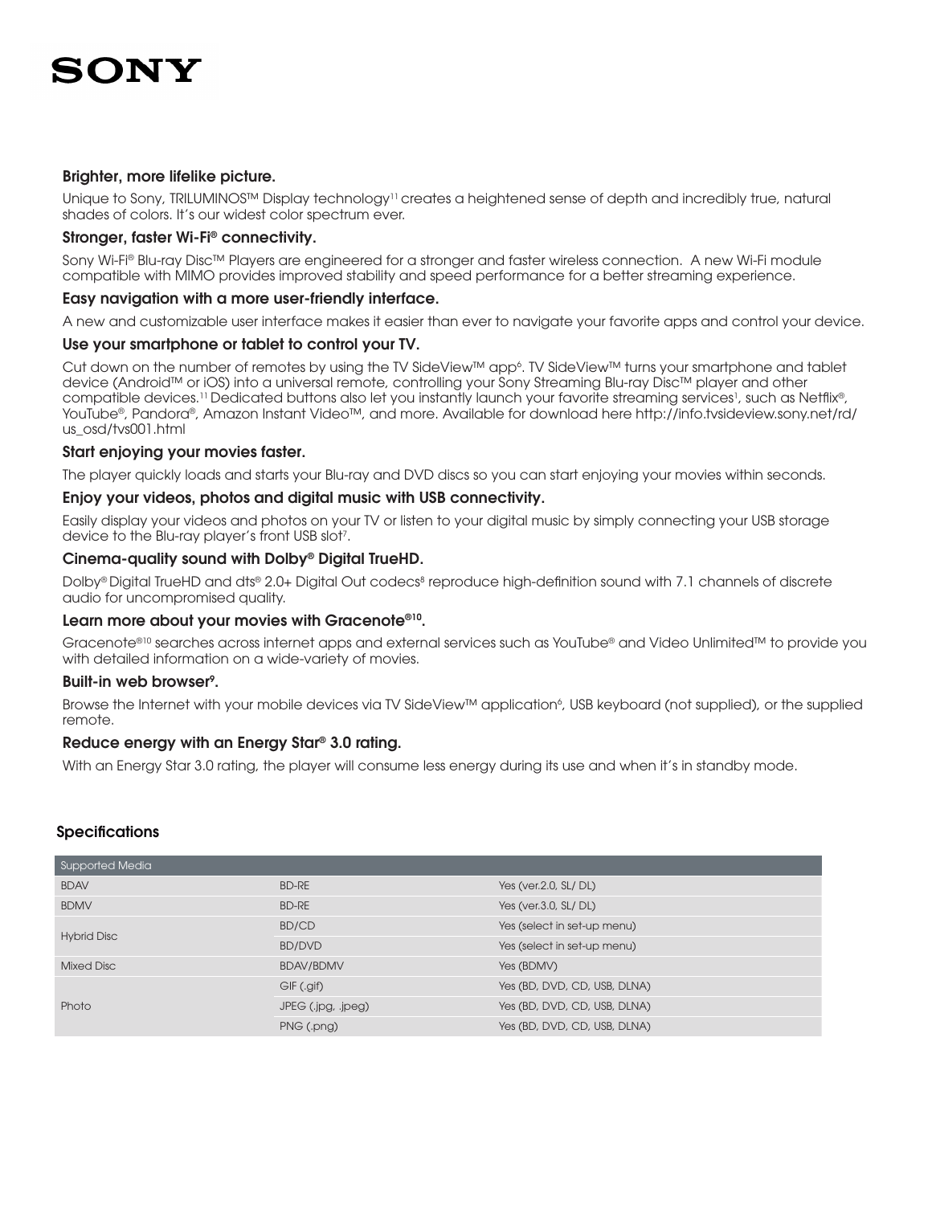SONY

### Brighter, more lifelike picture.

Unique to Sony, TRILUMINOS™ Display technology[11] creates a heightened sense of depth and incredibly true, natural shades of colors. It's our widest color spectrum ever.

### Stronger, faster Wi-Fi® connectivity.

Sony Wi-Fi® Blu-ray Disc™ Players are engineered for a stronger and faster wireless connection. A new Wi-Fi module compatible with MIMO provides improved stability and speed performance for a better streaming experience.

### Easy navigation with a more user-friendly interface.

A new and customizable user interface makes it easier than ever to navigate your favorite apps and control your device.

### Use your smartphone or tablet to control your TV.

Cut down on the number of remotes by using the TV SideView™ app[6]. TV SideView™ turns your smartphone and tablet device (Android™ or iOS) into a universal remote, controlling your Sony Streaming Blu-ray Disc™ player and other compatible devices.[11] Dedicated buttons also let you instantly launch your favorite streaming services[1], such as Netflix®, YouTube®, Pandora®, Amazon Instant Video™, and more. Available for download here http://info.tvsideview.sony.net/rd/us_osd/tvs001.html

### Start enjoying your movies faster.

The player quickly loads and starts your Blu-ray and DVD discs so you can start enjoying your movies within seconds.

### Enjoy your videos, photos and digital music with USB connectivity.

Easily display your videos and photos on your TV or listen to your digital music by simply connecting your USB storage device to the Blu-ray player's front USB slot[7].

### Cinema-quality sound with Dolby® Digital TrueHD.

Dolby® Digital TrueHD and dts® 2.0+ Digital Out codecs[8] reproduce high-definition sound with 7.1 channels of discrete audio for uncompromised quality.

### Learn more about your movies with Gracenote®[10].

Gracenote®[10] searches across internet apps and external services such as YouTube® and Video Unlimited™ to provide you with detailed information on a wide-variety of movies.

### Built-in web browser[9].

Browse the Internet with your mobile devices via TV SideView™ application[6], USB keyboard (not supplied), or the supplied remote.

### Reduce energy with an Energy Star® 3.0 rating.

With an Energy Star 3.0 rating, the player will consume less energy during its use and when it's in standby mode.

## Specifications

| Supported Media | | |
|---|---|---|
| BDAV | BD-RE | Yes (ver.2.0, SL/ DL) |
| BDMV | BD-RE | Yes (ver.3.0, SL/ DL) |
| Hybrid Disc | BD/CD | Yes (select in set-up menu) |
| | BD/DVD | Yes (select in set-up menu) |
| Mixed Disc | BDAV/BDMV | Yes (BDMV) |
| Photo | GIF (.gif) | Yes (BD, DVD, CD, USB, DLNA) |
| | JPEG (.jpg, .jpeg) | Yes (BD, DVD, CD, USB, DLNA) |
| | PNG (.png) | Yes (BD, DVD, CD, USB, DLNA) |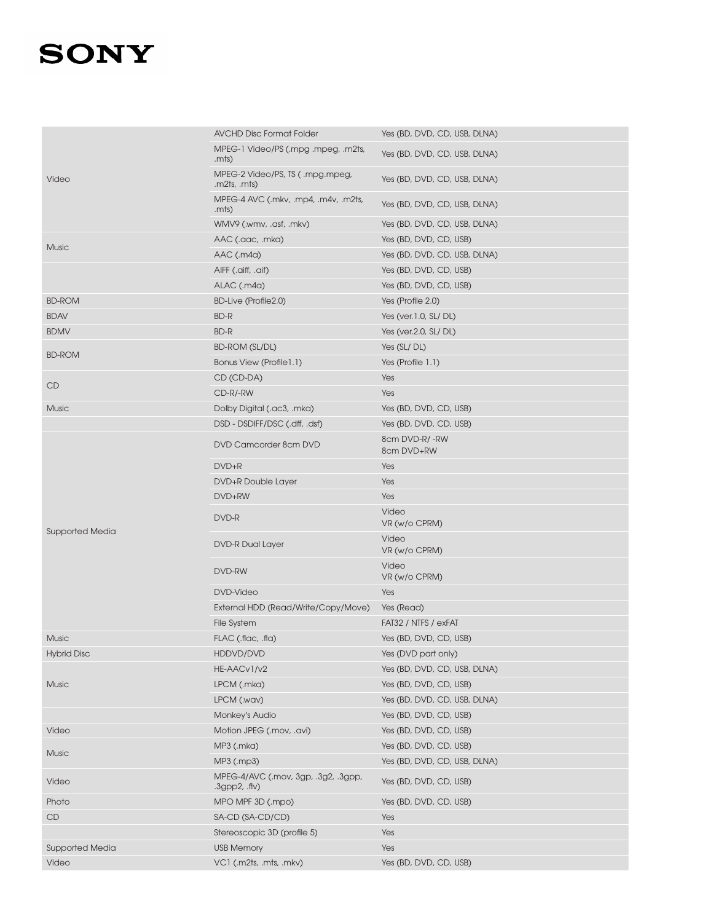| | | |
|---|---|---|
| Video | AVCHD Disc Format Folder | Yes (BD, DVD, CD, USB, DLNA) |
| | MPEG-1 Video/PS (.mpg .mpeg, .m2ts, .mts) | Yes (BD, DVD, CD, USB, DLNA) |
| | MPEG-2 Video/PS, TS ( .mpg.mpeg, .m2ts, .mts) | Yes (BD, DVD, CD, USB, DLNA) |
| | MPEG-4 AVC (.mkv, .mp4, .m4v, .m2ts, .mts) | Yes (BD, DVD, CD, USB, DLNA) |
| | WMV9 (.wmv, .asf, .mkv) | Yes (BD, DVD, CD, USB, DLNA) |
| Music | AAC (.aac, .mka) | Yes (BD, DVD, CD, USB) |
| | AAC (.m4a) | Yes (BD, DVD, CD, USB, DLNA) |
| | AIFF (.aiff, .aif) | Yes (BD, DVD, CD, USB) |
| | ALAC (.m4a) | Yes (BD, DVD, CD, USB) |
| BD-ROM | BD-Live (Profile2.0) | Yes (Profile 2.0) |
| BDAV | BD-R | Yes (ver.1.0, SL/ DL) |
| BDMV | BD-R | Yes (ver.2.0, SL/ DL) |
| BD-ROM | BD-ROM (SL/DL) | Yes (SL/ DL) |
| | Bonus View (Profile1.1) | Yes (Profile 1.1) |
| CD | CD (CD-DA) | Yes |
| | CD-R/-RW | Yes |
| Music | Dolby Digital (.ac3, .mka) | Yes (BD, DVD, CD, USB) |
| | DSD - DSDIFF/DSC (.dff, .dsf) | Yes (BD, DVD, CD, USB) |
| Supported Media | DVD Camcorder 8cm DVD | 8cm DVD-R/ -RW<br>8cm DVD+RW |
| | DVD+R | Yes |
| | DVD+R Double Layer | Yes |
| | DVD+RW | Yes |
| | DVD-R | Video<br>VR (w/o CPRM) |
| | DVD-R Dual Layer | Video<br>VR (w/o CPRM) |
| | DVD-RW | Video<br>VR (w/o CPRM) |
| | DVD-Video | Yes |
| | External HDD (Read/Write/Copy/Move) | Yes (Read) |
| | File System | FAT32 / NTFS / exFAT |
| Music | FLAC (.flac, .fla) | Yes (BD, DVD, CD, USB) |
| Hybrid Disc | HDDVD/DVD | Yes (DVD part only) |
| Music | HE-AACv1/v2 | Yes (BD, DVD, CD, USB, DLNA) |
| | LPCM (.mka) | Yes (BD, DVD, CD, USB) |
| | LPCM (.wav) | Yes (BD, DVD, CD, USB, DLNA) |
| | Monkey's Audio | Yes (BD, DVD, CD, USB) |
| Video | Motion JPEG (.mov, .avi) | Yes (BD, DVD, CD, USB) |
| Music | MP3 (.mka) | Yes (BD, DVD, CD, USB) |
| | MP3 (.mp3) | Yes (BD, DVD, CD, USB, DLNA) |
| Video | MPEG-4/AVC (.mov, 3gp, .3g2, .3gpp, .3gpp2, .flv) | Yes (BD, DVD, CD, USB) |
| Photo | MPO MPF 3D (.mpo) | Yes (BD, DVD, CD, USB) |
| CD | SA-CD (SA-CD/CD) | Yes |
| | Stereoscopic 3D (profile 5) | Yes |
| Supported Media | USB Memory | Yes |
| Video | VC1 (.m2ts, .mts, .mkv) | Yes (BD, DVD, CD, USB) |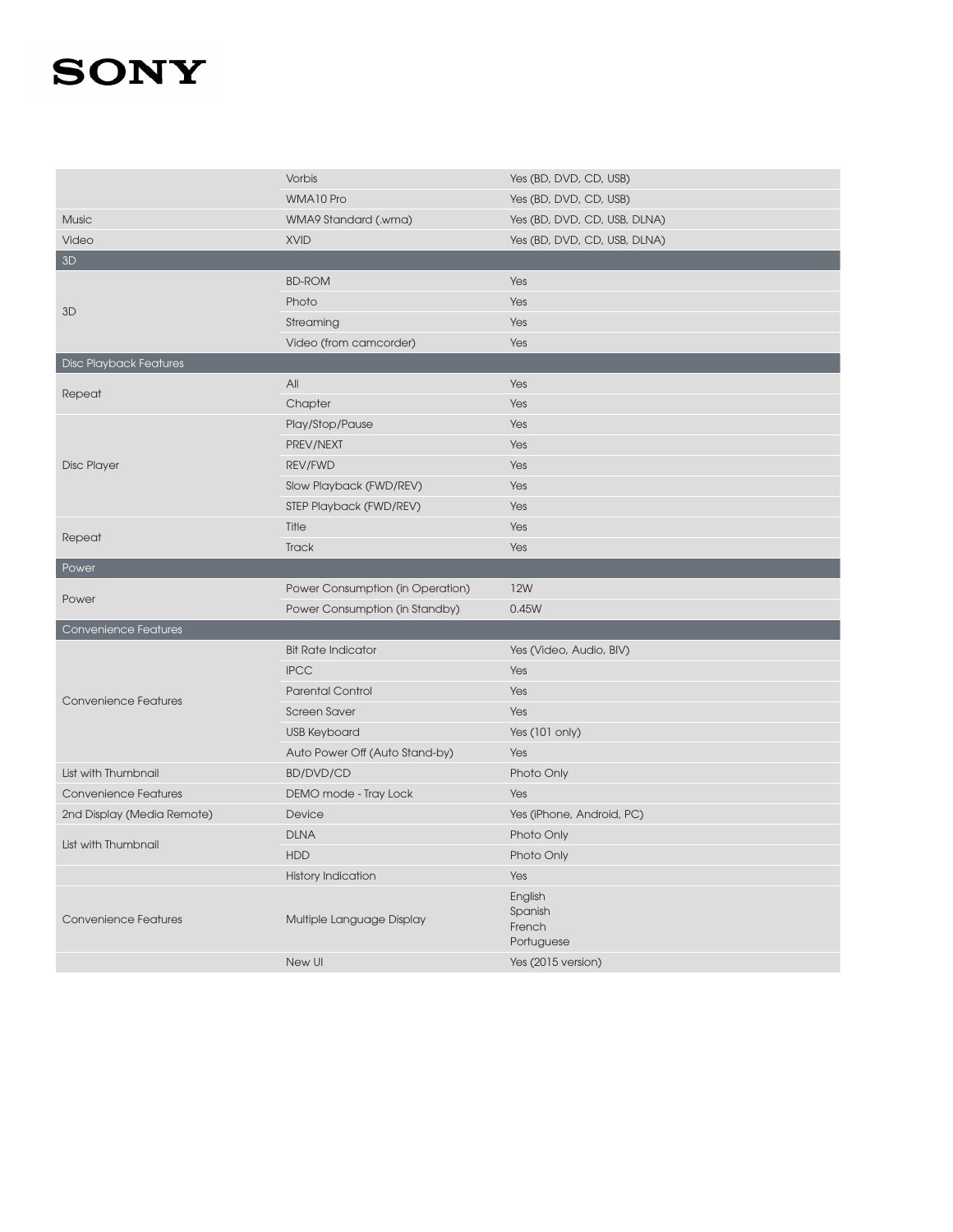| | | |
|---|---|---|
| | Vorbis | Yes (BD, DVD, CD, USB) |
| | WMA10 Pro | Yes (BD, DVD, CD, USB) |
| Music | WMA9 Standard (.wma) | Yes (BD, DVD, CD, USB, DLNA) |
| Video | XVID | Yes (BD, DVD, CD, USB, DLNA) |
| **3D** | | |
| 3D | BD-ROM | Yes |
| | Photo | Yes |
| | Streaming | Yes |
| | Video (from camcorder) | Yes |
| **Disc Playback Features** | | |
| Repeat | All | Yes |
| | Chapter | Yes |
| Disc Player | Play/Stop/Pause | Yes |
| | PREV/NEXT | Yes |
| | REV/FWD | Yes |
| | Slow Playback (FWD/REV) | Yes |
| | STEP Playback (FWD/REV) | Yes |
| Repeat | Title | Yes |
| | Track | Yes |
| **Power** | | |
| Power | Power Consumption (in Operation) | 12W |
| | Power Consumption (in Standby) | 0.45W |
| **Convenience Features** | | |
| Convenience Features | Bit Rate Indicator | Yes (Video, Audio, BIV) |
| | IPCC | Yes |
| | Parental Control | Yes |
| | Screen Saver | Yes |
| | USB Keyboard | Yes (101 only) |
| | Auto Power Off (Auto Stand-by) | Yes |
| List with Thumbnail | BD/DVD/CD | Photo Only |
| Convenience Features | DEMO mode - Tray Lock | Yes |
| 2nd Display (Media Remote) | Device | Yes (iPhone, Android, PC) |
| List with Thumbnail | DLNA | Photo Only |
| | HDD | Photo Only |
| | History Indication | Yes |
| Convenience Features | Multiple Language Display | English<br>Spanish<br>French<br>Portuguese |
| | New UI | Yes (2015 version) |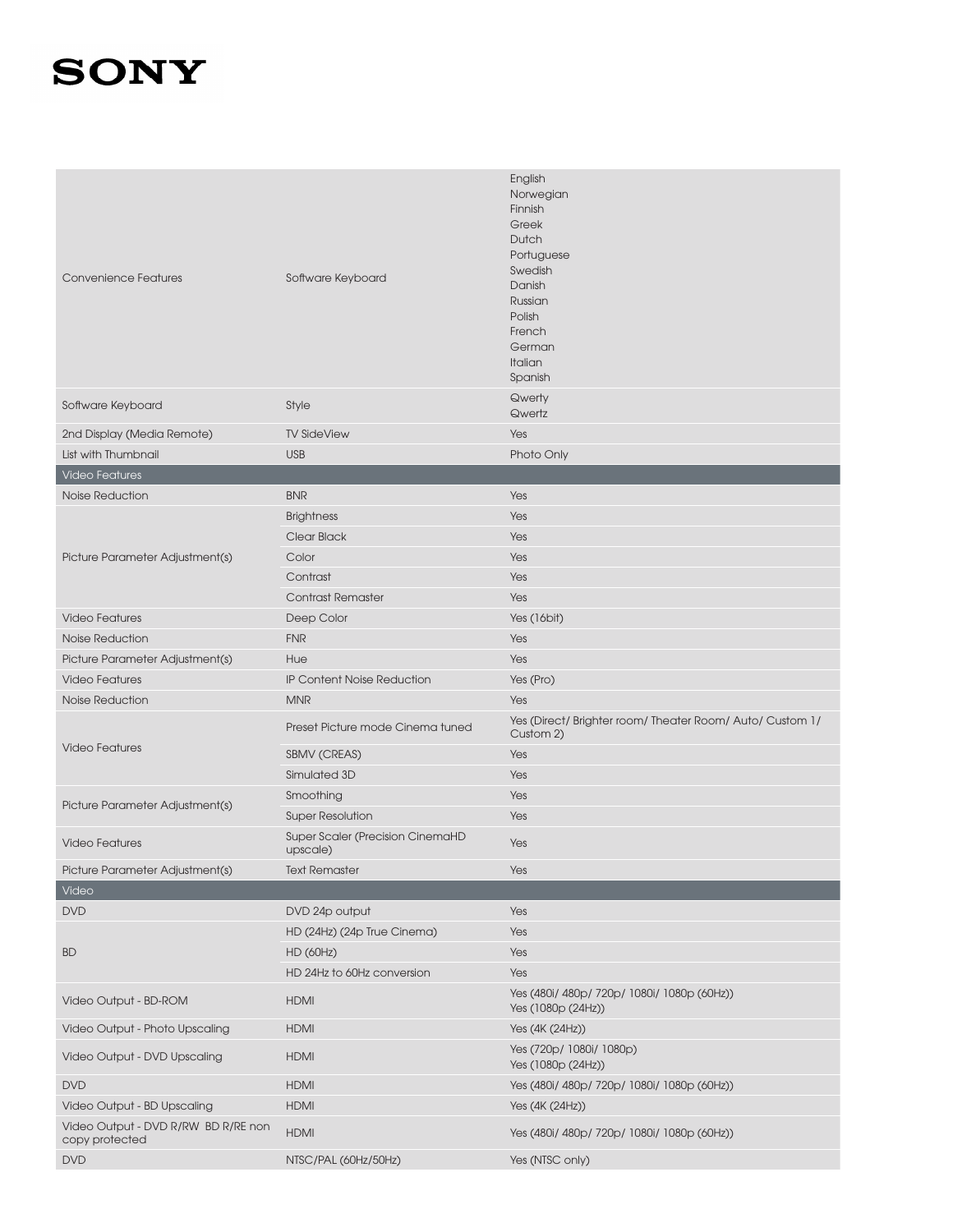| | | |
|---|---|---|
| Convenience Features | Software Keyboard | English<br>Norwegian<br>Finnish<br>Greek<br>Dutch<br>Portuguese<br>Swedish<br>Danish<br>Russian<br>Polish<br>French<br>German<br>Italian<br>Spanish |
| Software Keyboard | Style | Qwerty<br>Qwertz |
| 2nd Display (Media Remote) | TV SideView | Yes |
| List with Thumbnail | USB | Photo Only |
| **Video Features** | | |
| Noise Reduction | BNR | Yes |
| Picture Parameter Adjustment(s) | Brightness | Yes |
| | Clear Black | Yes |
| | Color | Yes |
| | Contrast | Yes |
| | Contrast Remaster | Yes |
| Video Features | Deep Color | Yes (16bit) |
| Noise Reduction | FNR | Yes |
| Picture Parameter Adjustment(s) | Hue | Yes |
| Video Features | IP Content Noise Reduction | Yes (Pro) |
| Noise Reduction | MNR | Yes |
| Video Features | Preset Picture mode Cinema tuned | Yes (Direct/ Brighter room/ Theater Room/ Auto/ Custom 1/ Custom 2) |
| | SBMV (CREAS) | Yes |
| | Simulated 3D | Yes |
| Picture Parameter Adjustment(s) | Smoothing | Yes |
| | Super Resolution | Yes |
| Video Features | Super Scaler (Precision CinemaHD upscale) | Yes |
| Picture Parameter Adjustment(s) | Text Remaster | Yes |
| **Video** | | |
| DVD | DVD 24p output | Yes |
| BD | HD (24Hz) (24p True Cinema) | Yes |
| | HD (60Hz) | Yes |
| | HD 24Hz to 60Hz conversion | Yes |
| Video Output - BD-ROM | HDMI | Yes (480i/ 480p/ 720p/ 1080i/ 1080p (60Hz))<br>Yes (1080p (24Hz)) |
| Video Output - Photo Upscaling | HDMI | Yes (4K (24Hz)) |
| Video Output - DVD Upscaling | HDMI | Yes (720p/ 1080i/ 1080p)<br>Yes (1080p (24Hz)) |
| DVD | HDMI | Yes (480i/ 480p/ 720p/ 1080i/ 1080p (60Hz)) |
| Video Output - BD Upscaling | HDMI | Yes (4K (24Hz)) |
| Video Output - DVD R/RW BD R/RE non copy protected | HDMI | Yes (480i/ 480p/ 720p/ 1080i/ 1080p (60Hz)) |
| DVD | NTSC/PAL (60Hz/50Hz) | Yes (NTSC only) |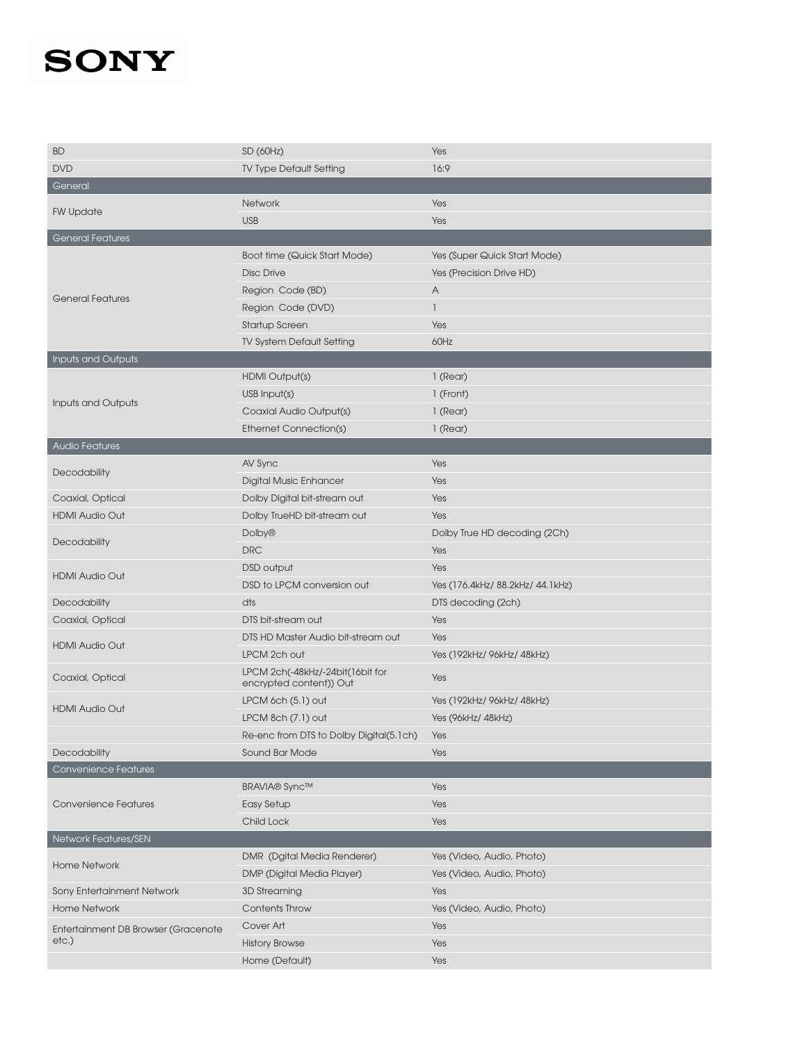| | | |
|---|---|---|
| BD | SD (60Hz) | Yes |
| DVD | TV Type Default Setting | 16:9 |
| **General** | | |
| FW Update | Network | Yes |
| | USB | Yes |
| **General Features** | | |
| General Features | Boot time (Quick Start Mode) | Yes (Super Quick Start Mode) |
| | Disc Drive | Yes (Precision Drive HD) |
| | Region Code (BD) | A |
| | Region Code (DVD) | 1 |
| | Startup Screen | Yes |
| | TV System Default Setting | 60Hz |
| **Inputs and Outputs** | | |
| Inputs and Outputs | HDMI Output(s) | 1 (Rear) |
| | USB Input(s) | 1 (Front) |
| | Coaxial Audio Output(s) | 1 (Rear) |
| | Ethernet Connection(s) | 1 (Rear) |
| **Audio Features** | | |
| Decodability | AV Sync | Yes |
| | Digital Music Enhancer | Yes |
| Coaxial, Optical | Dolby Digital bit-stream out | Yes |
| HDMI Audio Out | Dolby TrueHD bit-stream out | Yes |
| Decodability | Dolby® | Dolby True HD decoding (2Ch) |
| | DRC | Yes |
| HDMI Audio Out | DSD output | Yes |
| | DSD to LPCM conversion out | Yes (176.4kHz/ 88.2kHz/ 44.1kHz) |
| Decodability | dts | DTS decoding (2ch) |
| Coaxial, Optical | DTS bit-stream out | Yes |
| HDMI Audio Out | DTS HD Master Audio bit-stream out | Yes |
| | LPCM 2ch out | Yes (192kHz/ 96kHz/ 48kHz) |
| Coaxial, Optical | LPCM 2ch(-48kHz/-24bit(16bit for encrypted content)) Out | Yes |
| HDMI Audio Out | LPCM 6ch (5.1) out | Yes (192kHz/ 96kHz/ 48kHz) |
| | LPCM 8ch (7.1) out | Yes (96kHz/ 48kHz) |
| | Re-enc from DTS to Dolby Digital(5.1ch) | Yes |
| Decodability | Sound Bar Mode | Yes |
| **Convenience Features** | | |
| Convenience Features | BRAVIA® Sync™ | Yes |
| | Easy Setup | Yes |
| | Child Lock | Yes |
| **Network Features/SEN** | | |
| Home Network | DMR (Dgital Media Renderer) | Yes (Video, Audio, Photo) |
| | DMP (Digital Media Player) | Yes (Video, Audio, Photo) |
| Sony Entertainment Network | 3D Streaming | Yes |
| Home Network | Contents Throw | Yes (Video, Audio, Photo) |
| Entertainment DB Browser (Gracenote etc.) | Cover Art | Yes |
| | History Browse | Yes |
| | Home (Default) | Yes |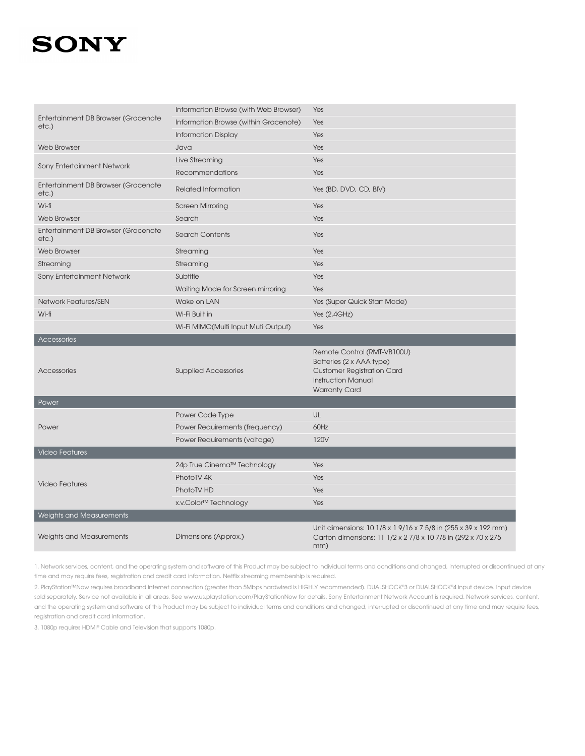| | | |
|---|---|---|
| Entertainment DB Browser (Gracenote etc.) | Information Browse (with Web Browser) | Yes |
| | Information Browse (within Gracenote) | Yes |
| | Information Display | Yes |
| Web Browser | Java | Yes |
| Sony Entertainment Network | Live Streaming | Yes |
| | Recommendations | Yes |
| Entertainment DB Browser (Gracenote etc.) | Related Information | Yes (BD, DVD, CD, BIV) |
| Wi-fi | Screen Mirroring | Yes |
| Web Browser | Search | Yes |
| Entertainment DB Browser (Gracenote etc.) | Search Contents | Yes |
| Web Browser | Streaming | Yes |
| Streaming | Streaming | Yes |
| Sony Entertainment Network | Subtitle | Yes |
| | Waiting Mode for Screen mirroring | Yes |
| Network Features/SEN | Wake on LAN | Yes (Super Quick Start Mode) |
| Wi-fi | Wi-Fi Built in | Yes (2.4GHz) |
| | Wi-Fi MIMO(Multi Input Muti Output) | Yes |
| **Accessories** | | |
| Accessories | Supplied Accessories | Remote Control (RMT-VB100U)<br>Batteries (2 x AAA type)<br>Customer Registration Card<br>Instruction Manual<br>Warranty Card |
| **Power** | | |
| Power | Power Code Type | UL |
| | Power Requirements (frequency) | 60Hz |
| | Power Requirements (voltage) | 120V |
| **Video Features** | | |
| Video Features | 24p True Cinema™ Technology | Yes |
| | PhotoTV 4K | Yes |
| | PhotoTV HD | Yes |
| | x.v.Color™ Technology | Yes |
| **Weights and Measurements** | | |
| Weights and Measurements | Dimensions (Approx.) | Unit dimensions: 10 1/8 x 1 9/16 x 7 5/8 in (255 x 39 x 192 mm)<br>Carton dimensions: 11 1/2 x 2 7/8 x 10 7/8 in (292 x 70 x 275 mm) |

1. Network services, content, and the operating system and software of this Product may be subject to individual terms and conditions and changed, interrupted or discontinued at any time and may require fees, registration and credit card information. Netflix streaming membership is required.

2. PlayStation™Now requires broadband internet connection (greater than 5Mbps hardwired is HIGHLY recommended). DUALSHOCK®3 or DUALSHOCK®4 input device. Input device sold separately. Service not available in all areas. See www.us.playstation.com/PlayStationNow for details. Sony Entertainment Network Account is required. Network services, content, and the operating system and software of this Product may be subject to individual terms and conditions and changed, interrupted or discontinued at any time and may require fees, registration and credit card information.

3. 1080p requires HDMI® Cable and Television that supports 1080p.